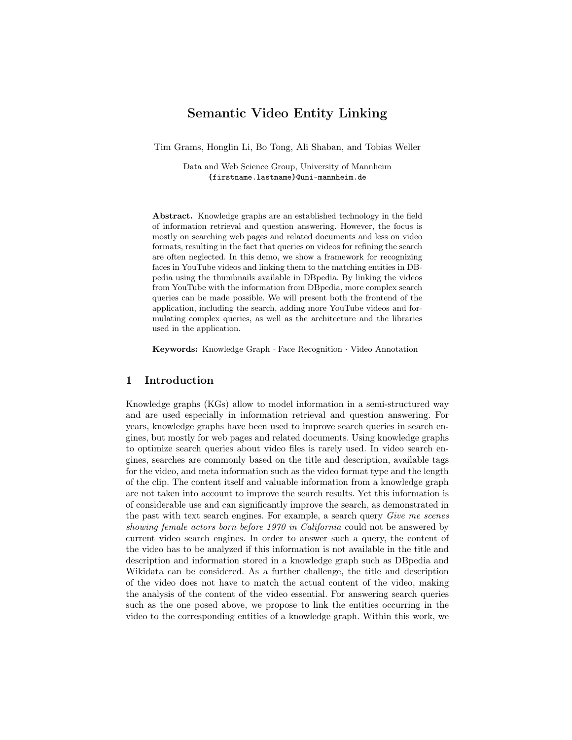# Semantic Video Entity Linking

Tim Grams, Honglin Li, Bo Tong, Ali Shaban, and Tobias Weller

Data and Web Science Group, University of Mannheim
{firstname.lastname}@uni-mannheim.de

**Abstract.** Knowledge graphs are an established technology in the field of information retrieval and question answering. However, the focus is mostly on searching web pages and related documents and less on video formats, resulting in the fact that queries on videos for refining the search are often neglected. In this demo, we show a framework for recognizing faces in YouTube videos and linking them to the matching entities in DBpedia using the thumbnails available in DBpedia. By linking the videos from YouTube with the information from DBpedia, more complex search queries can be made possible. We will present both the frontend of the application, including the search, adding more YouTube videos and formulating complex queries, as well as the architecture and the libraries used in the application.

**Keywords:** Knowledge Graph · Face Recognition · Video Annotation

## 1 Introduction

Knowledge graphs (KGs) allow to model information in a semi-structured way and are used especially in information retrieval and question answering. For years, knowledge graphs have been used to improve search queries in search engines, but mostly for web pages and related documents. Using knowledge graphs to optimize search queries about video files is rarely used. In video search engines, searches are commonly based on the title and description, available tags for the video, and meta information such as the video format type and the length of the clip. The content itself and valuable information from a knowledge graph are not taken into account to improve the search results. Yet this information is of considerable use and can significantly improve the search, as demonstrated in the past with text search engines. For example, a search query *Give me scenes showing female actors born before 1970 in California* could not be answered by current video search engines. In order to answer such a query, the content of the video has to be analyzed if this information is not available in the title and description and information stored in a knowledge graph such as DBpedia and Wikidata can be considered. As a further challenge, the title and description of the video does not have to match the actual content of the video, making the analysis of the content of the video essential. For answering search queries such as the one posed above, we propose to link the entities occurring in the video to the corresponding entities of a knowledge graph. Within this work, we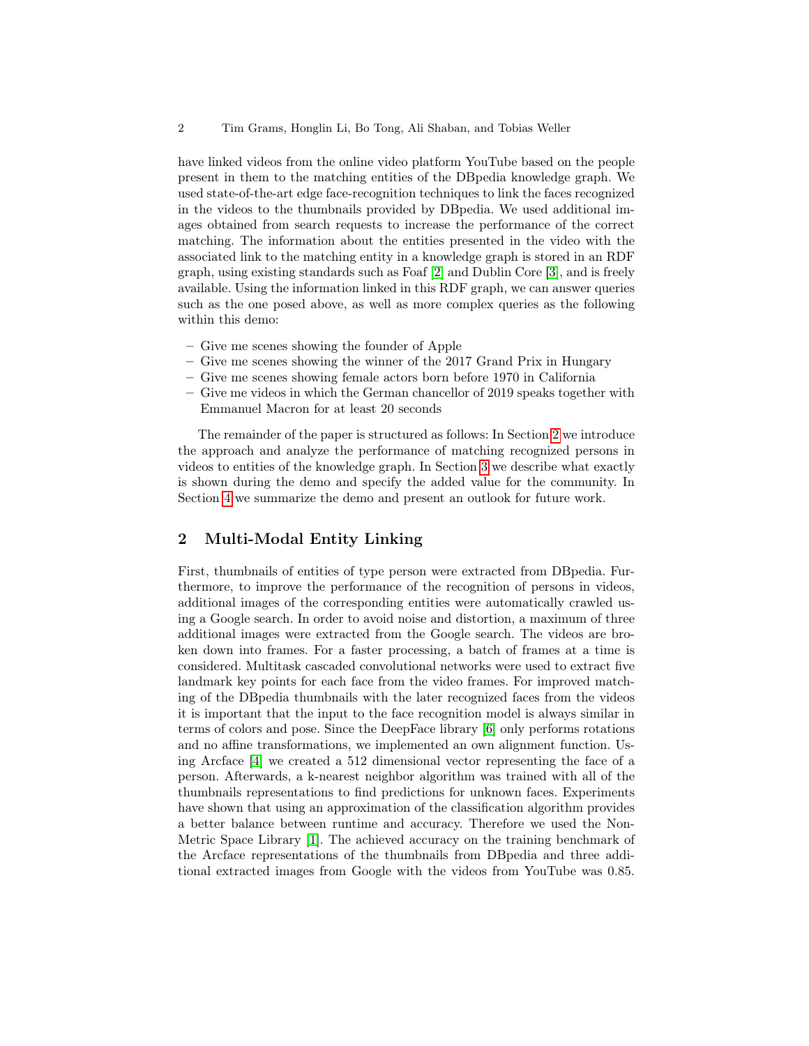have linked videos from the online video platform YouTube based on the people present in them to the matching entities of the DBpedia knowledge graph. We used state-of-the-art edge face-recognition techniques to link the faces recognized in the videos to the thumbnails provided by DBpedia. We used additional images obtained from search requests to increase the performance of the correct matching. The information about the entities presented in the video with the associated link to the matching entity in a knowledge graph is stored in an RDF graph, using existing standards such as Foaf [2] and Dublin Core [3], and is freely available. Using the information linked in this RDF graph, we can answer queries such as the one posed above, as well as more complex queries as the following within this demo:

- Give me scenes showing the founder of Apple
- Give me scenes showing the winner of the 2017 Grand Prix in Hungary
- Give me scenes showing female actors born before 1970 in California
- Give me videos in which the German chancellor of 2019 speaks together with Emmanuel Macron for at least 20 seconds

The remainder of the paper is structured as follows: In Section 2 we introduce the approach and analyze the performance of matching recognized persons in videos to entities of the knowledge graph. In Section 3 we describe what exactly is shown during the demo and specify the added value for the community. In Section 4 we summarize the demo and present an outlook for future work.

## 2 Multi-Modal Entity Linking

First, thumbnails of entities of type person were extracted from DBpedia. Furthermore, to improve the performance of the recognition of persons in videos, additional images of the corresponding entities were automatically crawled using a Google search. In order to avoid noise and distortion, a maximum of three additional images were extracted from the Google search. The videos are broken down into frames. For a faster processing, a batch of frames at a time is considered. Multitask cascaded convolutional networks were used to extract five landmark key points for each face from the video frames. For improved matching of the DBpedia thumbnails with the later recognized faces from the videos it is important that the input to the face recognition model is always similar in terms of colors and pose. Since the DeepFace library [6] only performs rotations and no affine transformations, we implemented an own alignment function. Using Arcface [4] we created a 512 dimensional vector representing the face of a person. Afterwards, a k-nearest neighbor algorithm was trained with all of the thumbnails representations to find predictions for unknown faces. Experiments have shown that using an approximation of the classification algorithm provides a better balance between runtime and accuracy. Therefore we used the Non-Metric Space Library [1]. The achieved accuracy on the training benchmark of the Arcface representations of the thumbnails from DBpedia and three additional extracted images from Google with the videos from YouTube was 0.85.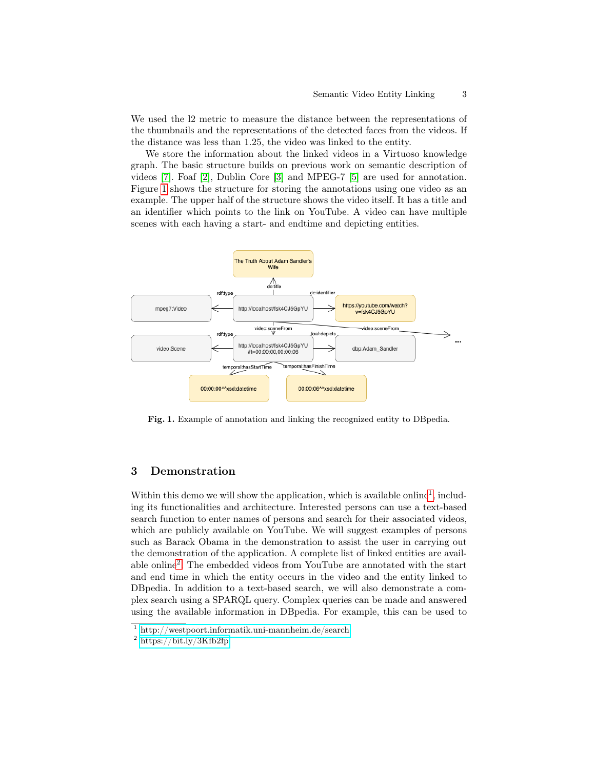We used the l2 metric to measure the distance between the representations of the thumbnails and the representations of the detected faces from the videos. If the distance was less than 1.25, the video was linked to the entity.

We store the information about the linked videos in a Virtuoso knowledge graph. The basic structure builds on previous work on semantic description of videos [7]. Foaf [2], Dublin Core [3] and MPEG-7 [5] are used for annotation. Figure 1 shows the structure for storing the annotations using one video as an example. The upper half of the structure shows the video itself. It has a title and an identifier which points to the link on YouTube. A video can have multiple scenes with each having a start- and endtime and depicting entities.

**Fig. 1.** Example of annotation and linking the recognized entity to DBpedia.

## 3 Demonstration

Within this demo we will show the application, which is available online[1], including its functionalities and architecture. Interested persons can use a text-based search function to enter names of persons and search for their associated videos, which are publicly available on YouTube. We will suggest examples of persons such as Barack Obama in the demonstration to assist the user in carrying out the demonstration of the application. A complete list of linked entities are available online[2]. The embedded videos from YouTube are annotated with the start and end time in which the entity occurs in the video and the entity linked to DBpedia. In addition to a text-based search, we will also demonstrate a complex search using a SPARQL query. Complex queries can be made and answered using the available information in DBpedia. For example, this can be used to

[1] http://westpoort.informatik.uni-mannheim.de/search

[2] https://bit.ly/3Kfb2fp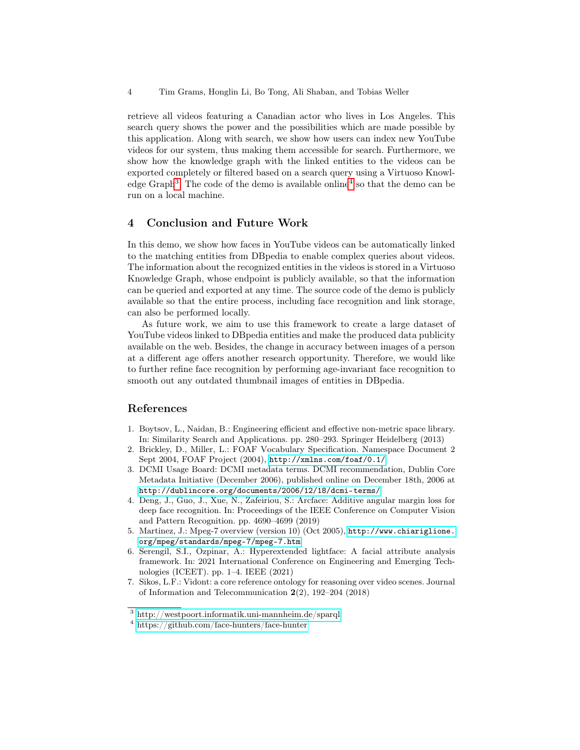retrieve all videos featuring a Canadian actor who lives in Los Angeles. This search query shows the power and the possibilities which are made possible by this application. Along with search, we show how users can index new YouTube videos for our system, thus making them accessible for search. Furthermore, we show how the knowledge graph with the linked entities to the videos can be exported completely or filtered based on a search query using a Virtuoso Knowledge Graph[3]. The code of the demo is available online[4] so that the demo can be run on a local machine.

## 4 Conclusion and Future Work

In this demo, we show how faces in YouTube videos can be automatically linked to the matching entities from DBpedia to enable complex queries about videos. The information about the recognized entities in the videos is stored in a Virtuoso Knowledge Graph, whose endpoint is publicly available, so that the information can be queried and exported at any time. The source code of the demo is publicly available so that the entire process, including face recognition and link storage, can also be performed locally.

As future work, we aim to use this framework to create a large dataset of YouTube videos linked to DBpedia entities and make the produced data publicity available on the web. Besides, the change in accuracy between images of a person at a different age offers another research opportunity. Therefore, we would like to further refine face recognition by performing age-invariant face recognition to smooth out any outdated thumbnail images of entities in DBpedia.

## References

1. Boytsov, L., Naidan, B.: Engineering efficient and effective non-metric space library. In: Similarity Search and Applications. pp. 280–293. Springer Heidelberg (2013)
2. Brickley, D., Miller, L.: FOAF Vocabulary Specification. Namespace Document 2 Sept 2004, FOAF Project (2004), `http://xmlns.com/foaf/0.1/`
3. DCMI Usage Board: DCMI metadata terms. DCMI recommendation, Dublin Core Metadata Initiative (December 2006), published online on December 18th, 2006 at `http://dublincore.org/documents/2006/12/18/dcmi-terms/`
4. Deng, J., Guo, J., Xue, N., Zafeiriou, S.: Arcface: Additive angular margin loss for deep face recognition. In: Proceedings of the IEEE Conference on Computer Vision and Pattern Recognition. pp. 4690–4699 (2019)
5. Martinez, J.: Mpeg-7 overview (version 10) (Oct 2005), `http://www.chiariglione.org/mpeg/standards/mpeg-7/mpeg-7.htm`
6. Serengil, S.I., Ozpinar, A.: Hyperextended lightface: A facial attribute analysis framework. In: 2021 International Conference on Engineering and Emerging Technologies (ICEET). pp. 1–4. IEEE (2021)
7. Sikos, L.F.: Vidont: a core reference ontology for reasoning over video scenes. Journal of Information and Telecommunication **2**(2), 192–204 (2018)

[3] http://westpoort.informatik.uni-mannheim.de/sparql

[4] https://github.com/face-hunters/face-hunter